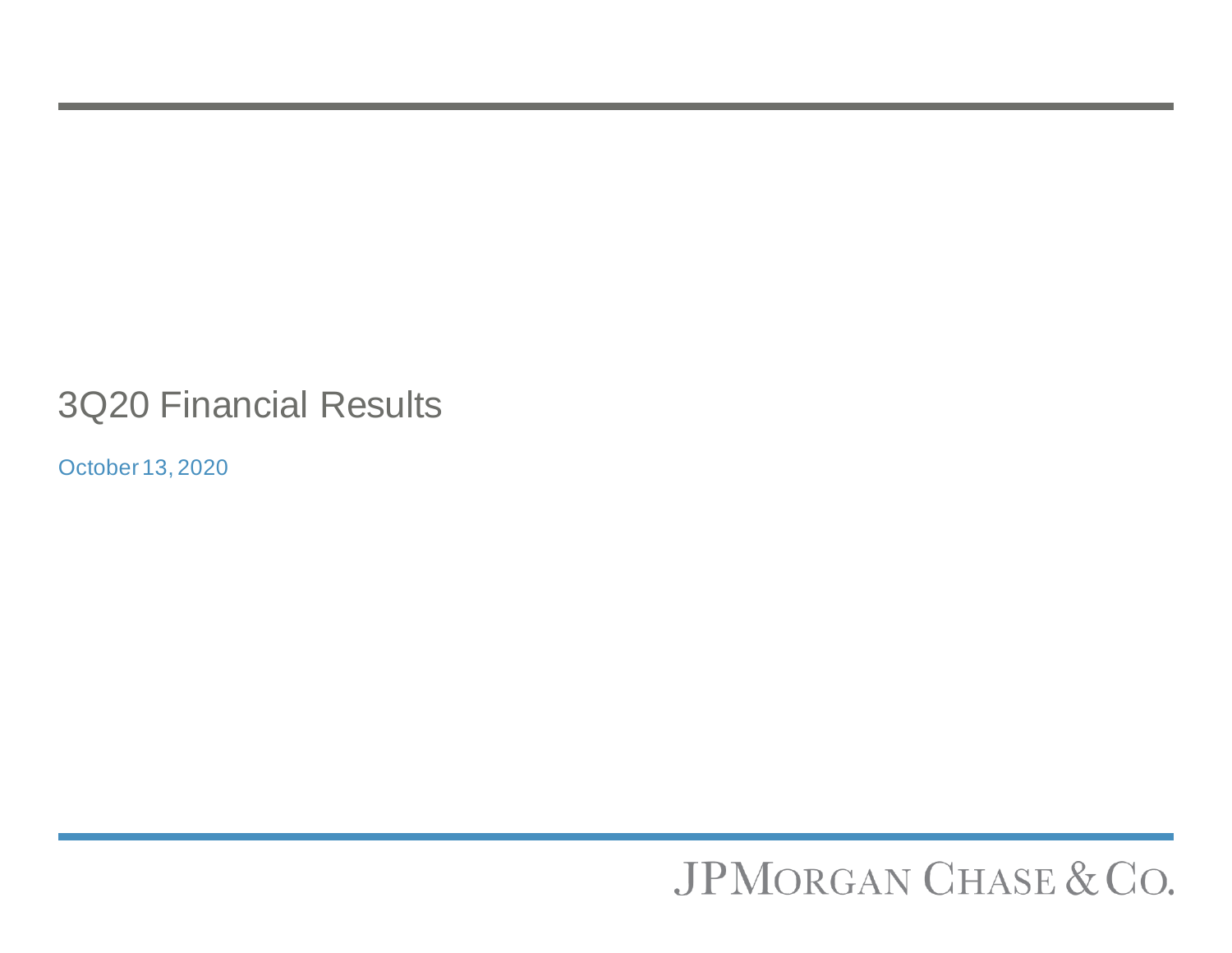# 3Q20 Financial Results

October 13, 2020

JPMorgan Chase & Co.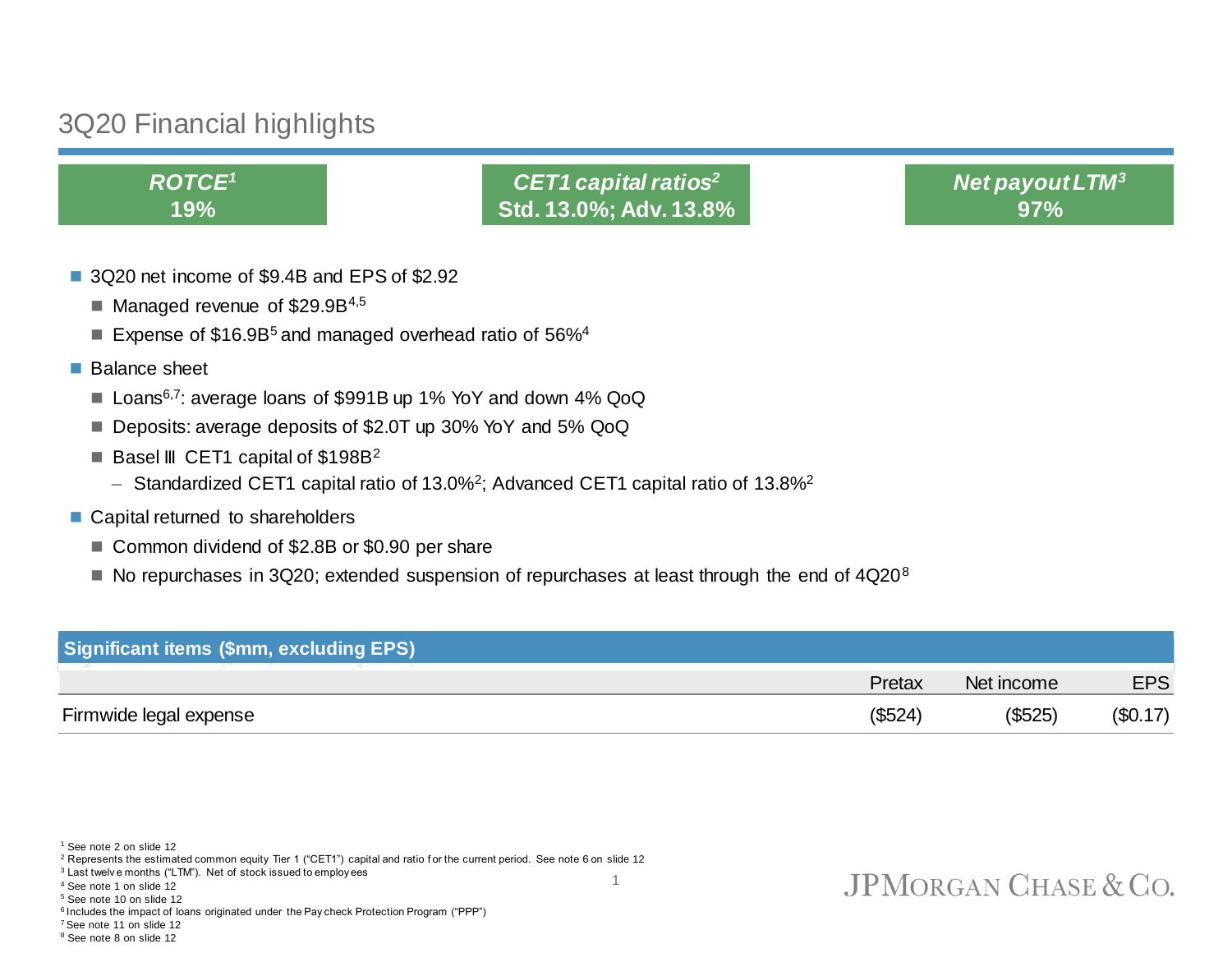# 3Q20 Financial highlights

| ***ROTCE*[1]** | ***CET1 capital ratios*[2]** | ***Net payout LTM*[3]** |
|---|---|---|
| **19%** | **Std. 13.0%; Adv. 13.8%** | **97%** |

- 3Q20 net income of $9.4B and EPS of $2.92
  - Managed revenue of $29.9B[4,5]
  - Expense of $16.9B[5] and managed overhead ratio of 56%[4]
- Balance sheet
  - Loans[6,7]: average loans of $991B up 1% YoY and down 4% QoQ
  - Deposits: average deposits of $2.0T up 30% YoY and 5% QoQ
  - Basel III CET1 capital of $198B[2]
    - Standardized CET1 capital ratio of 13.0%[2]; Advanced CET1 capital ratio of 13.8%[2]
- Capital returned to shareholders
  - Common dividend of $2.8B or $0.90 per share
  - No repurchases in 3Q20; extended suspension of repurchases at least through the end of 4Q20[8]

**Significant items ($mm, excluding EPS)**

| | Pretax | Net income | EPS |
|---|---|---|---|
| Firmwide legal expense | ($524) | ($525) | ($0.17) |

[1] See note 2 on slide 12
[2] Represents the estimated common equity Tier 1 ("CET1") capital and ratio for the current period. See note 6 on slide 12
[3] Last twelve months ("LTM"). Net of stock issued to employees
[4] See note 1 on slide 12
[5] See note 10 on slide 12
[6] Includes the impact of loans originated under the Paycheck Protection Program ("PPP")
[7] See note 11 on slide 12
[8] See note 8 on slide 12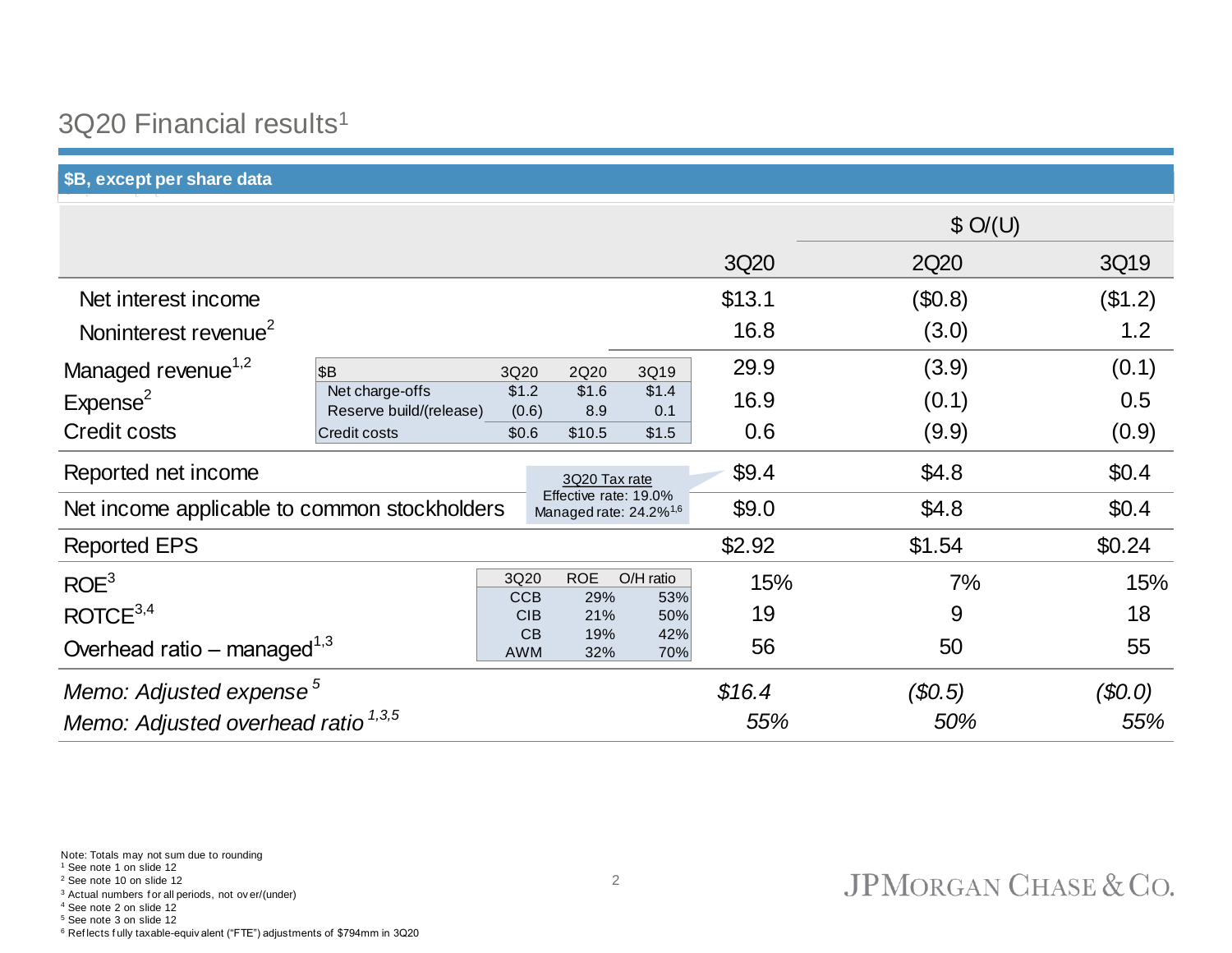# 3Q20 Financial results[1]

**$B, except per share data**

| | 3Q20 | $ O/(U) 2Q20 | $ O/(U) 3Q19 |
|---|---|---|---|
| Net interest income | $13.1 | ($0.8) | ($1.2) |
| Noninterest revenue[2] | 16.8 | (3.0) | 1.2 |
| Managed revenue[1,2] | 29.9 | (3.9) | (0.1) |
| Expense[2] | 16.9 | (0.1) | 0.5 |
| Credit costs | 0.6 | (9.9) | (0.9) |
| Reported net income | $9.4 | $4.8 | $0.4 |
| Net income applicable to common stockholders | $9.0 | $4.8 | $0.4 |
| Reported EPS | $2.92 | $1.54 | $0.24 |
| ROE[3] | 15% | 7% | 15% |
| ROTCE[3,4] | 19 | 9 | 18 |
| Overhead ratio – managed[1,3] | 56 | 50 | 55 |
| *Memo: Adjusted expense*[5] | *$16.4* | *($0.5)* | *($0.0)* |
| *Memo: Adjusted overhead ratio*[1,3,5] | *55%* | *50%* | *55%* |

| $B | 3Q20 | 2Q20 | 3Q19 |
|---|---|---|---|
| Net charge-offs | $1.2 | $1.6 | $1.4 |
| Reserve build/(release) | (0.6) | 8.9 | 0.1 |
| Credit costs | $0.6 | $10.5 | $1.5 |

3Q20 Tax rate
Effective rate: 19.0%
Managed rate: 24.2%[1,6]

| 3Q20 | ROE | O/H ratio |
|---|---|---|
| CCB | 29% | 53% |
| CIB | 21% | 50% |
| CB | 19% | 42% |
| AWM | 32% | 70% |

Note: Totals may not sum due to rounding
[1] See note 1 on slide 12
[2] See note 10 on slide 12
[3] Actual numbers for all periods, not over/(under)
[4] See note 2 on slide 12
[5] See note 3 on slide 12
[6] Reflects fully taxable-equivalent ("FTE") adjustments of $794mm in 3Q20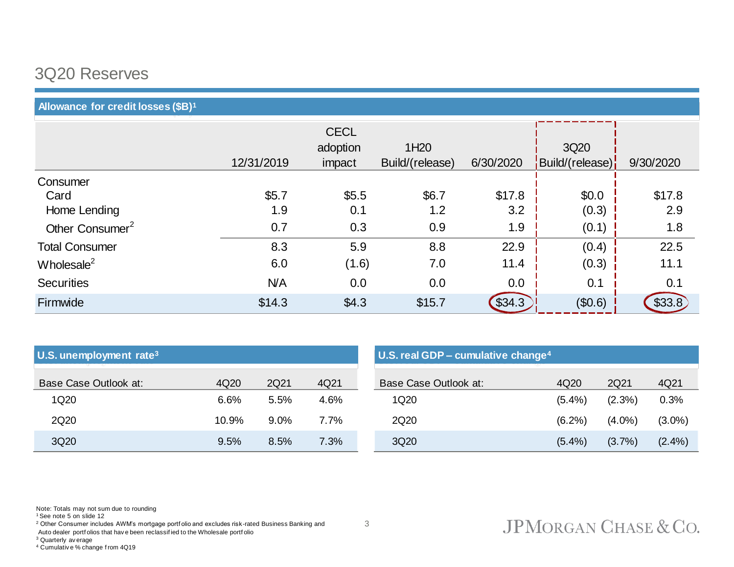# 3Q20 Reserves

**Allowance for credit losses ($B)[1]**

| | 12/31/2019 | CECL adoption impact | 1H20 Build/(release) | 6/30/2020 | 3Q20 Build/(release) | 9/30/2020 |
|---|---|---|---|---|---|---|
| Consumer | | | | | | |
| Card | $5.7 | $5.5 | $6.7 | $17.8 | $0.0 | $17.8 |
| Home Lending | 1.9 | 0.1 | 1.2 | 3.2 | (0.3) | 2.9 |
| Other Consumer[2] | 0.7 | 0.3 | 0.9 | 1.9 | (0.1) | 1.8 |
| Total Consumer | 8.3 | 5.9 | 8.8 | 22.9 | (0.4) | 22.5 |
| Wholesale[2] | 6.0 | (1.6) | 7.0 | 11.4 | (0.3) | 11.1 |
| Securities | N/A | 0.0 | 0.0 | 0.0 | 0.1 | 0.1 |
| Firmwide | $14.3 | $4.3 | $15.7 | $34.3 | ($0.6) | $33.8 |

**U.S. unemployment rate[3]**

| Base Case Outlook at: | 4Q20 | 2Q21 | 4Q21 |
|---|---|---|---|
| 1Q20 | 6.6% | 5.5% | 4.6% |
| 2Q20 | 10.9% | 9.0% | 7.7% |
| 3Q20 | 9.5% | 8.5% | 7.3% |

**U.S. real GDP – cumulative change[4]**

| Base Case Outlook at: | 4Q20 | 2Q21 | 4Q21 |
|---|---|---|---|
| 1Q20 | (5.4%) | (2.3%) | 0.3% |
| 2Q20 | (6.2%) | (4.0%) | (3.0%) |
| 3Q20 | (5.4%) | (3.7%) | (2.4%) |

Note: Totals may not sum due to rounding

[1] See note 5 on slide 12

[2] Other Consumer includes AWM's mortgage portfolio and excludes risk-rated Business Banking and Auto dealer portfolios that have been reclassified to the Wholesale portfolio

[3] Quarterly average

[4] Cumulative % change from 4Q19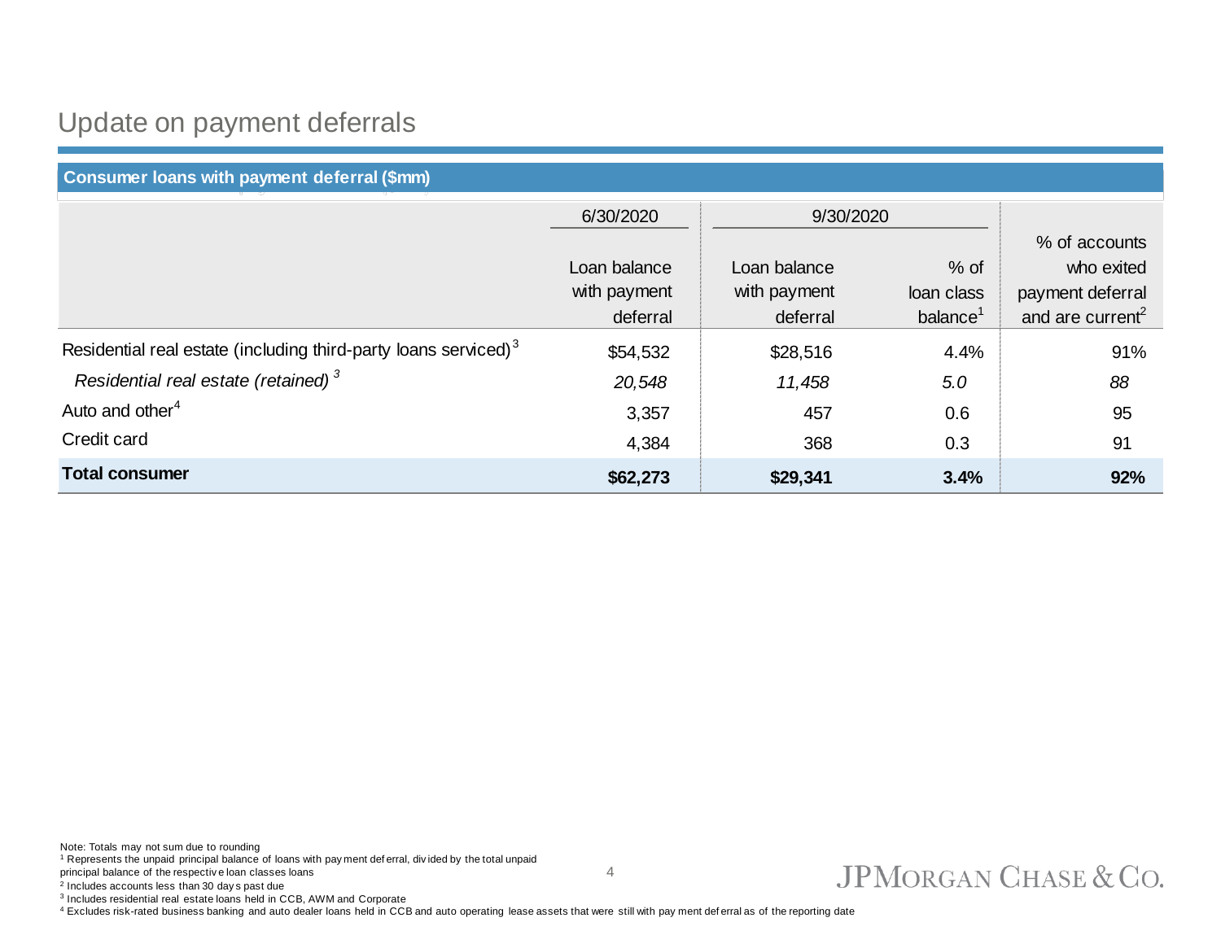# Update on payment deferrals

**Consumer loans with payment deferral ($mm)**

| | 6/30/2020 | 9/30/2020 | | |
|---|---|---|---|---|
| | Loan balance with payment deferral | Loan balance with payment deferral | % of loan class balance[1] | % of accounts who exited payment deferral and are current[2] |
| Residential real estate (including third-party loans serviced)[3] | $54,532 | $28,516 | 4.4% | 91% |
| *Residential real estate (retained)* [3] | *20,548* | *11,458* | *5.0* | *88* |
| Auto and other[4] | 3,357 | 457 | 0.6 | 95 |
| Credit card | 4,384 | 368 | 0.3 | 91 |
| **Total consumer** | **$62,273** | **$29,341** | **3.4%** | **92%** |

Note: Totals may not sum due to rounding

[1] Represents the unpaid principal balance of loans with payment deferral, divided by the total unpaid principal balance of the respective loan classes loans

[2] Includes accounts less than 30 days past due

[3] Includes residential real estate loans held in CCB, AWM and Corporate

[4] Excludes risk-rated business banking and auto dealer loans held in CCB and auto operating lease assets that were still with payment deferral as of the reporting date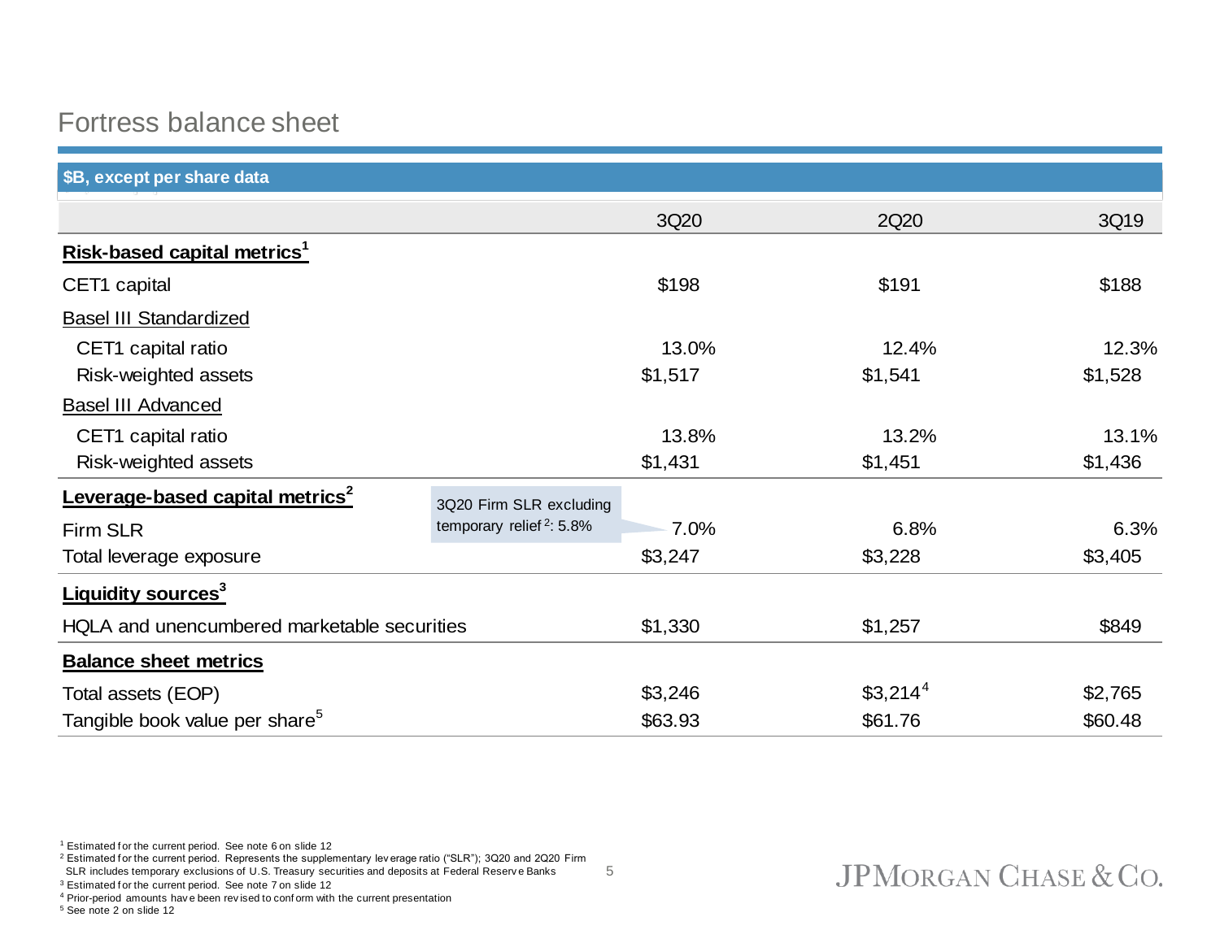# Fortress balance sheet

| $B, except per share data | 3Q20 | 2Q20 | 3Q19 |
|---|---|---|---|
| **Risk-based capital metrics[1]** | | | |
| CET1 capital | $198 | $191 | $188 |
| Basel III Standardized | | | |
| CET1 capital ratio | 13.0% | 12.4% | 12.3% |
| Risk-weighted assets | $1,517 | $1,541 | $1,528 |
| Basel III Advanced | | | |
| CET1 capital ratio | 13.8% | 13.2% | 13.1% |
| Risk-weighted assets | $1,431 | $1,451 | $1,436 |
| **Leverage-based capital metrics[2]** | | | |
| Firm SLR | 7.0% | 6.8% | 6.3% |
| Total leverage exposure | $3,247 | $3,228 | $3,405 |
| **Liquidity sources[3]** | | | |
| HQLA and unencumbered marketable securities | $1,330 | $1,257 | $849 |
| **Balance sheet metrics** | | | |
| Total assets (EOP) | $3,246 | $3,214[4] | $2,765 |
| Tangible book value per share[5] | $63.93 | $61.76 | $60.48 |

3Q20 Firm SLR excluding temporary relief[2]: 5.8%

[1] Estimated for the current period. See note 6 on slide 12
[2] Estimated for the current period. Represents the supplementary leverage ratio ("SLR"); 3Q20 and 2Q20 Firm SLR includes temporary exclusions of U.S. Treasury securities and deposits at Federal Reserve Banks
[3] Estimated for the current period. See note 7 on slide 12
[4] Prior-period amounts have been revised to conform with the current presentation
[5] See note 2 on slide 12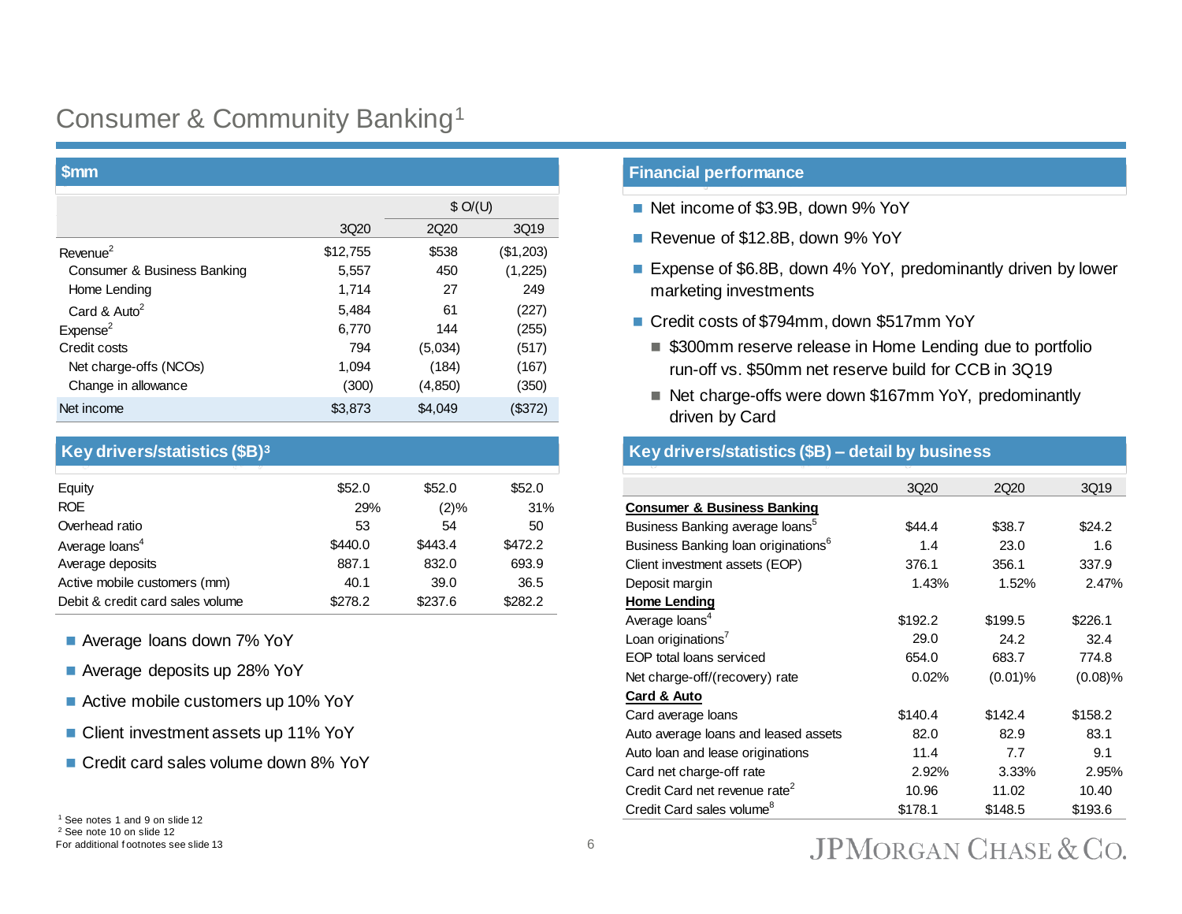# Consumer & Community Banking[1]

## $mm

| | | $ O/(U) | |
|---|---|---|---|
| | 3Q20 | 2Q20 | 3Q19 |
| Revenue[2] | $12,755 | $538 | ($1,203) |
| Consumer & Business Banking | 5,557 | 450 | (1,225) |
| Home Lending | 1,714 | 27 | 249 |
| Card & Auto[2] | 5,484 | 61 | (227) |
| Expense[2] | 6,770 | 144 | (255) |
| Credit costs | 794 | (5,034) | (517) |
| Net charge-offs (NCOs) | 1,094 | (184) | (167) |
| Change in allowance | (300) | (4,850) | (350) |
| Net income | $3,873 | $4,049 | ($372) |

## Key drivers/statistics ($B)[3]

| | 3Q20 | 2Q20 | 3Q19 |
|---|---|---|---|
| Equity | $52.0 | $52.0 | $52.0 |
| ROE | 29% | (2)% | 31% |
| Overhead ratio | 53 | 54 | 50 |
| Average loans[4] | $440.0 | $443.4 | $472.2 |
| Average deposits | 887.1 | 832.0 | 693.9 |
| Active mobile customers (mm) | 40.1 | 39.0 | 36.5 |
| Debit & credit card sales volume | $278.2 | $237.6 | $282.2 |

- Average loans down 7% YoY
- Average deposits up 28% YoY
- Active mobile customers up 10% YoY
- Client investment assets up 11% YoY
- Credit card sales volume down 8% YoY

## Financial performance

- Net income of $3.9B, down 9% YoY
- Revenue of $12.8B, down 9% YoY
- Expense of $6.8B, down 4% YoY, predominantly driven by lower marketing investments
- Credit costs of $794mm, down $517mm YoY
  - $300mm reserve release in Home Lending due to portfolio run-off vs. $50mm net reserve build for CCB in 3Q19
  - Net charge-offs were down $167mm YoY, predominantly driven by Card

## Key drivers/statistics ($B) – detail by business

| | 3Q20 | 2Q20 | 3Q19 |
|---|---|---|---|
| **Consumer & Business Banking** | | | |
| Business Banking average loans[5] | $44.4 | $38.7 | $24.2 |
| Business Banking loan originations[6] | 1.4 | 23.0 | 1.6 |
| Client investment assets (EOP) | 376.1 | 356.1 | 337.9 |
| Deposit margin | 1.43% | 1.52% | 2.47% |
| **Home Lending** | | | |
| Average loans[4] | $192.2 | $199.5 | $226.1 |
| Loan originations[7] | 29.0 | 24.2 | 32.4 |
| EOP total loans serviced | 654.0 | 683.7 | 774.8 |
| Net charge-off/(recovery) rate | 0.02% | (0.01)% | (0.08)% |
| **Card & Auto** | | | |
| Card average loans | $140.4 | $142.4 | $158.2 |
| Auto average loans and leased assets | 82.0 | 82.9 | 83.1 |
| Auto loan and lease originations | 11.4 | 7.7 | 9.1 |
| Card net charge-off rate | 2.92% | 3.33% | 2.95% |
| Credit Card net revenue rate[2] | 10.96 | 11.02 | 10.40 |
| Credit Card sales volume[8] | $178.1 | $148.5 | $193.6 |

[1] See notes 1 and 9 on slide 12
[2] See note 10 on slide 12
For additional footnotes see slide 13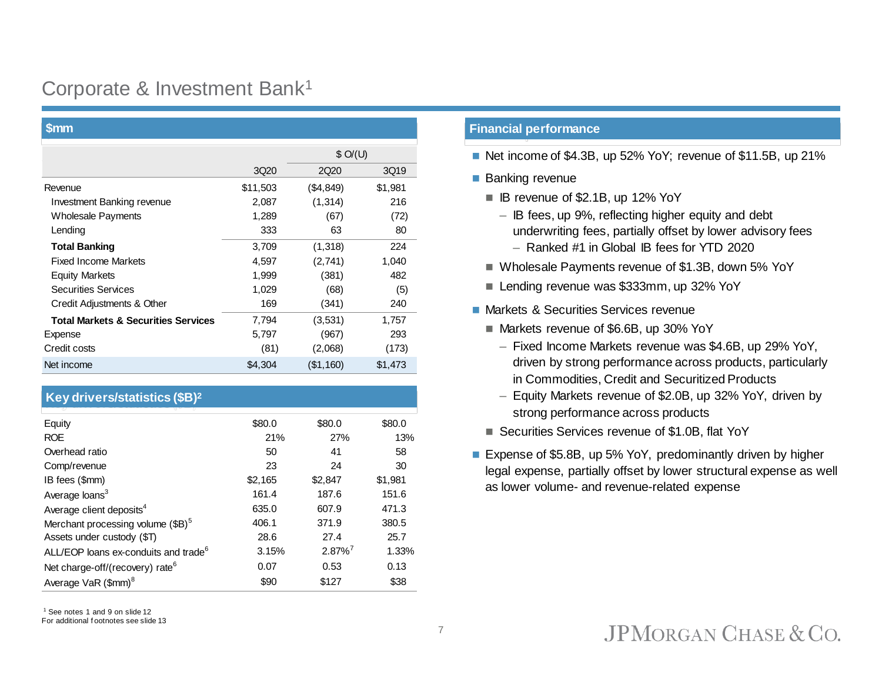# Corporate & Investment Bank[1]

## $mm

| | 3Q20 | $ O/(U) 2Q20 | $ O/(U) 3Q19 |
|---|---|---|---|
| Revenue | $11,503 | ($4,849) | $1,981 |
| Investment Banking revenue | 2,087 | (1,314) | 216 |
| Wholesale Payments | 1,289 | (67) | (72) |
| Lending | 333 | 63 | 80 |
| **Total Banking** | 3,709 | (1,318) | 224 |
| Fixed Income Markets | 4,597 | (2,741) | 1,040 |
| Equity Markets | 1,999 | (381) | 482 |
| Securities Services | 1,029 | (68) | (5) |
| Credit Adjustments & Other | 169 | (341) | 240 |
| **Total Markets & Securities Services** | 7,794 | (3,531) | 1,757 |
| Expense | 5,797 | (967) | 293 |
| Credit costs | (81) | (2,068) | (173) |
| Net income | $4,304 | ($1,160) | $1,473 |

## Key drivers/statistics ($B)[2]

| | 3Q20 | 2Q20 | 3Q19 |
|---|---|---|---|
| Equity | $80.0 | $80.0 | $80.0 |
| ROE | 21% | 27% | 13% |
| Overhead ratio | 50 | 41 | 58 |
| Comp/revenue | 23 | 24 | 30 |
| IB fees ($mm) | $2,165 | $2,847 | $1,981 |
| Average loans[3] | 161.4 | 187.6 | 151.6 |
| Average client deposits[4] | 635.0 | 607.9 | 471.3 |
| Merchant processing volume ($B)[5] | 406.1 | 371.9 | 380.5 |
| Assets under custody ($T) | 28.6 | 27.4 | 25.7 |
| ALL/EOP loans ex-conduits and trade[6] | 3.15% | 2.87%[7] | 1.33% |
| Net charge-off/(recovery) rate[6] | 0.07 | 0.53 | 0.13 |
| Average VaR ($mm)[8] | $90 | $127 | $38 |

## Financial performance

- Net income of $4.3B, up 52% YoY; revenue of $11.5B, up 21%
- Banking revenue
  - IB revenue of $2.1B, up 12% YoY
    - IB fees, up 9%, reflecting higher equity and debt underwriting fees, partially offset by lower advisory fees
      - Ranked #1 in Global IB fees for YTD 2020
  - Wholesale Payments revenue of $1.3B, down 5% YoY
  - Lending revenue was $333mm, up 32% YoY
- Markets & Securities Services revenue
  - Markets revenue of $6.6B, up 30% YoY
    - Fixed Income Markets revenue was $4.6B, up 29% YoY, driven by strong performance across products, particularly in Commodities, Credit and Securitized Products
    - Equity Markets revenue of $2.0B, up 32% YoY, driven by strong performance across products
  - Securities Services revenue of $1.0B, flat YoY
- Expense of $5.8B, up 5% YoY, predominantly driven by higher legal expense, partially offset by lower structural expense as well as lower volume- and revenue-related expense

[1] See notes 1 and 9 on slide 12
For additional footnotes see slide 13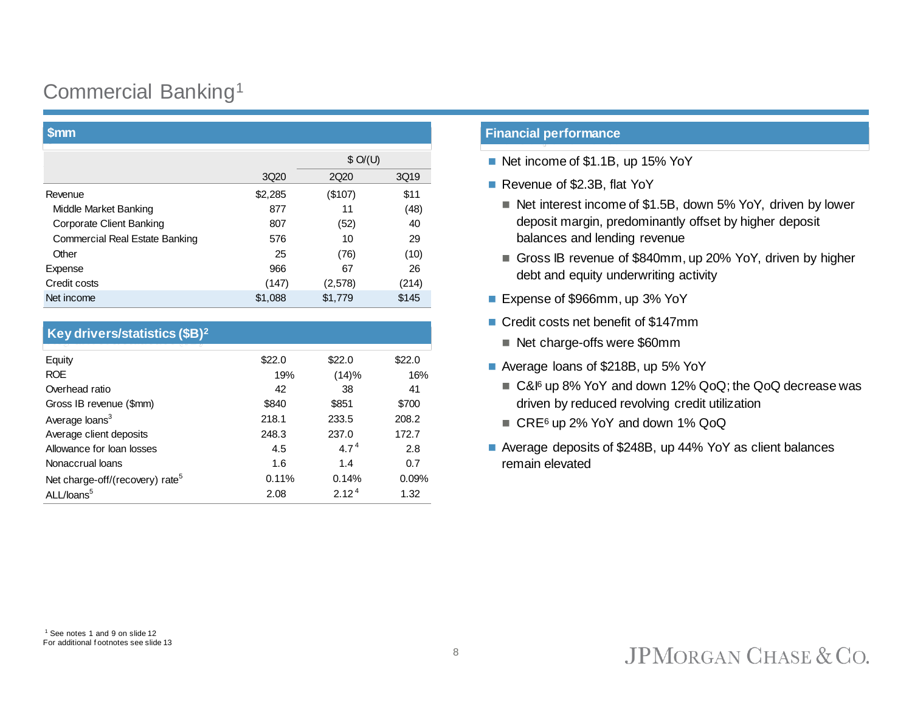# Commercial Banking[1]

| $mm | | | |
|---|---|---|---|
| | | $ O/(U) | |
| | 3Q20 | 2Q20 | 3Q19 |
| Revenue | $2,285 | ($107) | $11 |
| Middle Market Banking | 877 | 11 | (48) |
| Corporate Client Banking | 807 | (52) | 40 |
| Commercial Real Estate Banking | 576 | 10 | 29 |
| Other | 25 | (76) | (10) |
| Expense | 966 | 67 | 26 |
| Credit costs | (147) | (2,578) | (214) |
| Net income | $1,088 | $1,779 | $145 |

## Key drivers/statistics ($B)[2]

| | 3Q20 | 2Q20 | 3Q19 |
|---|---|---|---|
| Equity | $22.0 | $22.0 | $22.0 |
| ROE | 19% | (14)% | 16% |
| Overhead ratio | 42 | 38 | 41 |
| Gross IB revenue ($mm) | $840 | $851 | $700 |
| Average loans[3] | 218.1 | 233.5 | 208.2 |
| Average client deposits | 248.3 | 237.0 | 172.7 |
| Allowance for loan losses | 4.5 | 4.7[4] | 2.8 |
| Nonaccrual loans | 1.6 | 1.4 | 0.7 |
| Net charge-off/(recovery) rate[5] | 0.11% | 0.14% | 0.09% |
| ALL/loans[5] | 2.08 | 2.12[4] | 1.32 |

## Financial performance

- Net income of $1.1B, up 15% YoY
- Revenue of $2.3B, flat YoY
  - Net interest income of $1.5B, down 5% YoY, driven by lower deposit margin, predominantly offset by higher deposit balances and lending revenue
  - Gross IB revenue of $840mm, up 20% YoY, driven by higher debt and equity underwriting activity
- Expense of $966mm, up 3% YoY
- Credit costs net benefit of $147mm
  - Net charge-offs were $60mm
- Average loans of $218B, up 5% YoY
  - C&I[6] up 8% YoY and down 12% QoQ; the QoQ decrease was driven by reduced revolving credit utilization
  - CRE[6] up 2% YoY and down 1% QoQ
- Average deposits of $248B, up 44% YoY as client balances remain elevated

[1] See notes 1 and 9 on slide 12
For additional footnotes see slide 13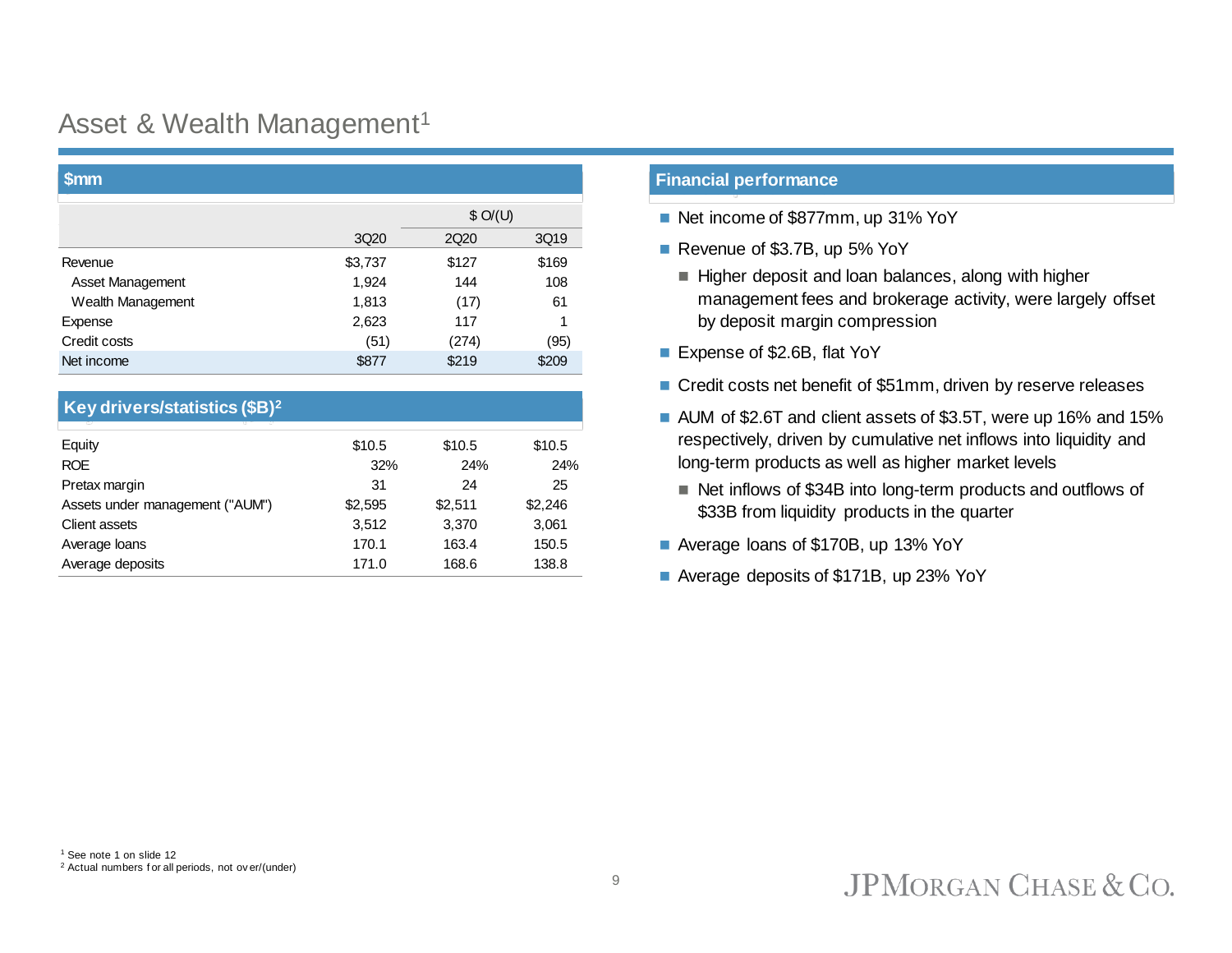# Asset & Wealth Management[1]

## $mm

| | 3Q20 | $ O/(U) 2Q20 | 3Q19 |
|---|---|---|---|
| Revenue | $3,737 | $127 | $169 |
| Asset Management | 1,924 | 144 | 108 |
| Wealth Management | 1,813 | (17) | 61 |
| Expense | 2,623 | 117 | 1 |
| Credit costs | (51) | (274) | (95) |
| Net income | $877 | $219 | $209 |

## Key drivers/statistics ($B)[2]

| | 3Q20 | 2Q20 | 3Q19 |
|---|---|---|---|
| Equity | $10.5 | $10.5 | $10.5 |
| ROE | 32% | 24% | 24% |
| Pretax margin | 31 | 24 | 25 |
| Assets under management ("AUM") | $2,595 | $2,511 | $2,246 |
| Client assets | 3,512 | 3,370 | 3,061 |
| Average loans | 170.1 | 163.4 | 150.5 |
| Average deposits | 171.0 | 168.6 | 138.8 |

## Financial performance

- Net income of $877mm, up 31% YoY
- Revenue of $3.7B, up 5% YoY
  - Higher deposit and loan balances, along with higher management fees and brokerage activity, were largely offset by deposit margin compression
- Expense of $2.6B, flat YoY
- Credit costs net benefit of $51mm, driven by reserve releases
- AUM of $2.6T and client assets of $3.5T, were up 16% and 15% respectively, driven by cumulative net inflows into liquidity and long-term products as well as higher market levels
  - Net inflows of $34B into long-term products and outflows of $33B from liquidity products in the quarter
- Average loans of $170B, up 13% YoY
- Average deposits of $171B, up 23% YoY

[1] See note 1 on slide 12
[2] Actual numbers for all periods, not over/(under)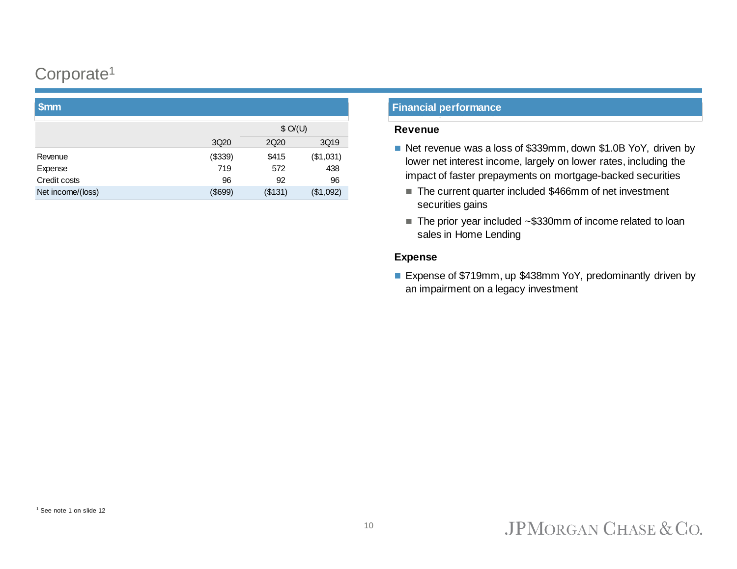# Corporate[1]

| $mm | | | |
|---|---|---|---|
| | | $ O/(U) | |
| | 3Q20 | 2Q20 | 3Q19 |
| Revenue | ($339) | $415 | ($1,031) |
| Expense | 719 | 572 | 438 |
| Credit costs | 96 | 92 | 96 |
| Net income/(loss) | ($699) | ($131) | ($1,092) |

## Financial performance

### Revenue

- Net revenue was a loss of $339mm, down $1.0B YoY, driven by lower net interest income, largely on lower rates, including the impact of faster prepayments on mortgage-backed securities
  - The current quarter included $466mm of net investment securities gains
  - The prior year included ~$330mm of income related to loan sales in Home Lending

### Expense

- Expense of $719mm, up $438mm YoY, predominantly driven by an impairment on a legacy investment

[1] See note 1 on slide 12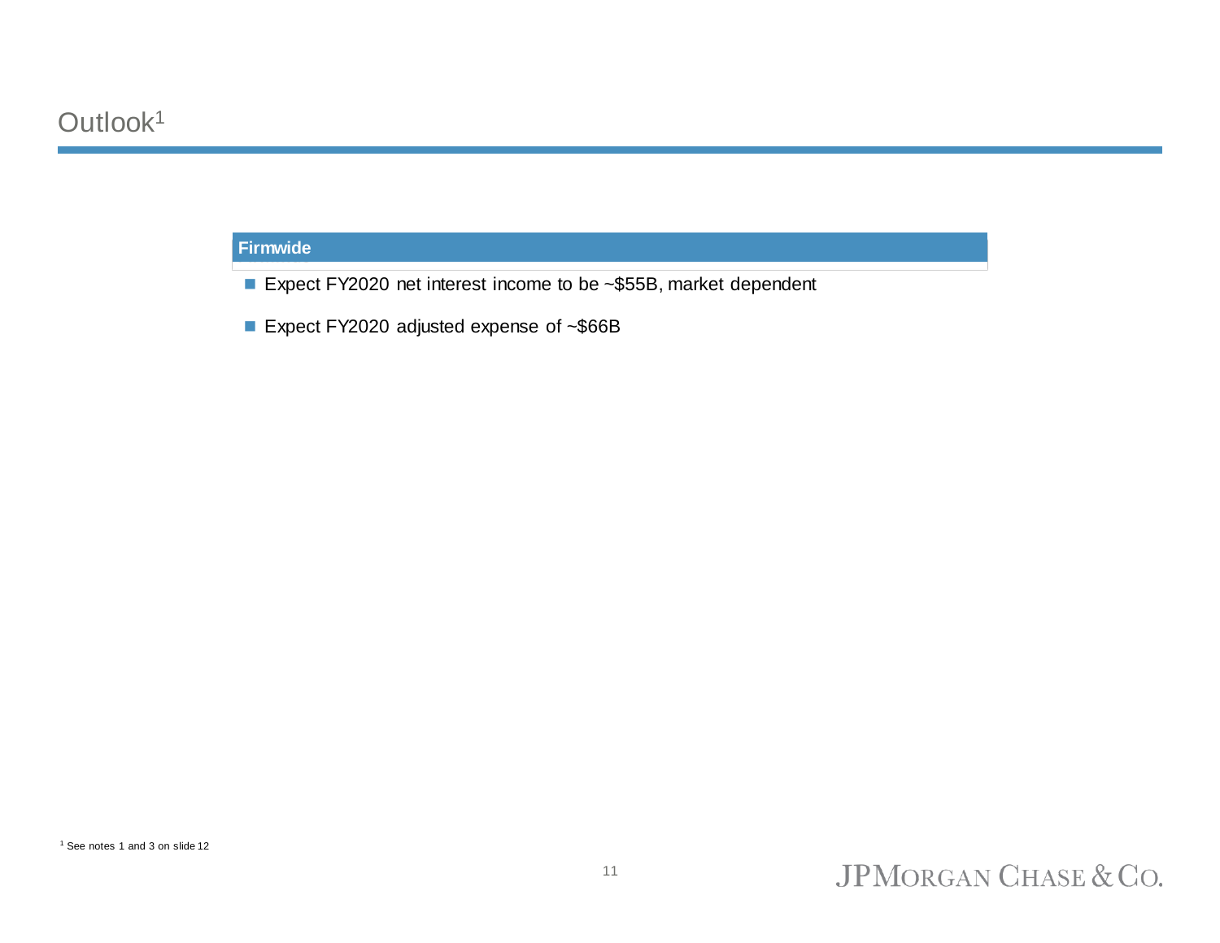# Outlook[1]

## Firmwide

- Expect FY2020 net interest income to be ~$55B, market dependent
- Expect FY2020 adjusted expense of ~$66B

[1] See notes 1 and 3 on slide 12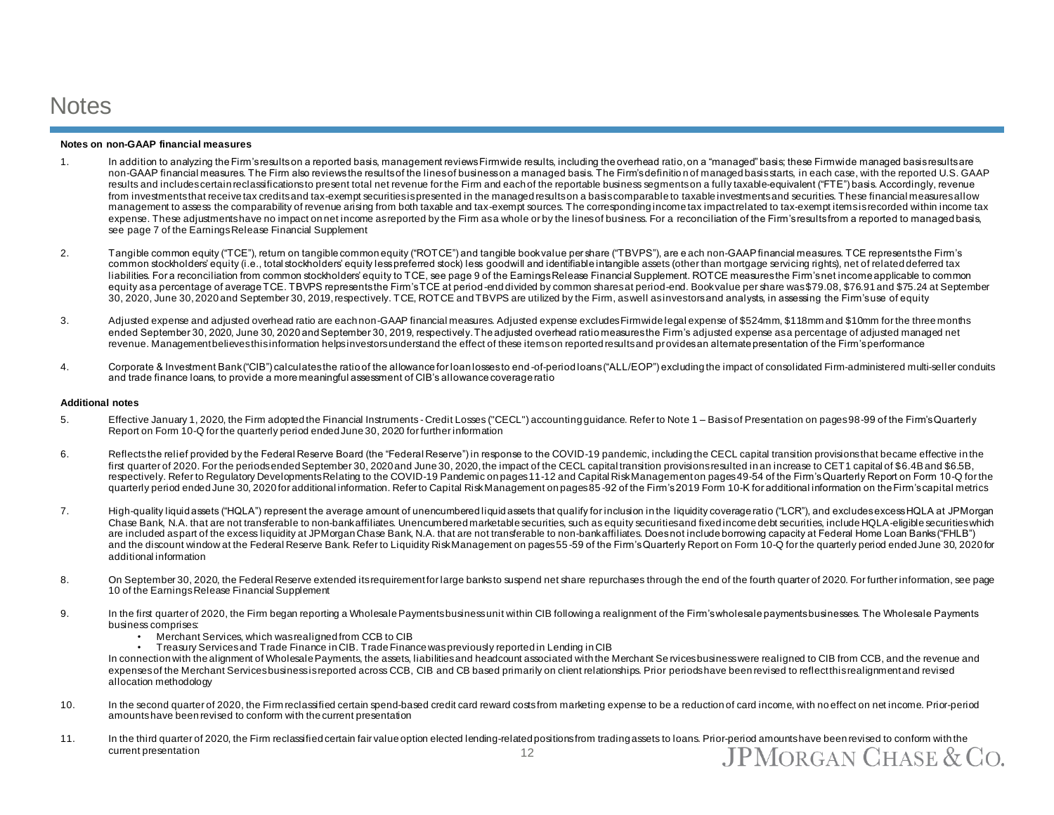# Notes

**Notes on non-GAAP financial measures**

1. In addition to analyzing the Firm's results on a reported basis, management reviews Firmwide results, including the overhead ratio, on a "managed" basis; these Firmwide managed basis results are non-GAAP financial measures. The Firm also reviews the results of the lines of business on a managed basis. The Firm's definition of managed basis starts, in each case, with the reported U.S. GAAP results and includes certain reclassifications to present total net revenue for the Firm and each of the reportable business segments on a fully taxable-equivalent ("FTE") basis. Accordingly, revenue from investments that receive tax credits and tax-exempt securities is presented in the managed results on a basis comparable to taxable investments and securities. These financial measures allow management to assess the comparability of revenue arising from both taxable and tax-exempt sources. The corresponding income tax impact related to tax-exempt items is recorded within income tax expense. These adjustments have no impact on net income as reported by the Firm as a whole or by the lines of business. For a reconciliation of the Firm's results from a reported to managed basis, see page 7 of the Earnings Release Financial Supplement

2. Tangible common equity ("TCE"), return on tangible common equity ("ROTCE") and tangible book value per share ("TBVPS"), are each non-GAAP financial measures. TCE represents the Firm's common stockholders' equity (i.e., total stockholders' equity less preferred stock) less goodwill and identifiable intangible assets (other than mortgage servicing rights), net of related deferred tax liabilities. For a reconciliation from common stockholders' equity to TCE, see page 9 of the Earnings Release Financial Supplement. ROTCE measures the Firm's net income applicable to common equity as a percentage of average TCE. TBVPS represents the Firm's TCE at period-end divided by common shares at period-end. Book value per share was $79.08, $76.91 and $75.24 at September 30, 2020, June 30, 2020 and September 30, 2019, respectively. TCE, ROTCE and TBVPS are utilized by the Firm, as well as investors and analysts, in assessing the Firm's use of equity

3. Adjusted expense and adjusted overhead ratio are each non-GAAP financial measures. Adjusted expense excludes Firmwide legal expense of $524mm, $118mm and $10mm for the three months ended September 30, 2020, June 30, 2020 and September 30, 2019, respectively. The adjusted overhead ratio measures the Firm's adjusted expense as a percentage of adjusted managed net revenue. Management believes this information helps investors understand the effect of these items on reported results and provides an alternate presentation of the Firm's performance

4. Corporate & Investment Bank ("CIB") calculates the ratio of the allowance for loan losses to end-of-period loans ("ALL/EOP") excluding the impact of consolidated Firm-administered multi-seller conduits and trade finance loans, to provide a more meaningful assessment of CIB's allowance coverage ratio

**Additional notes**

5. Effective January 1, 2020, the Firm adopted the Financial Instruments - Credit Losses ("CECL") accounting guidance. Refer to Note 1 – Basis of Presentation on pages 98-99 of the Firm's Quarterly Report on Form 10-Q for the quarterly period ended June 30, 2020 for further information

6. Reflects the relief provided by the Federal Reserve Board (the "Federal Reserve") in response to the COVID-19 pandemic, including the CECL capital transition provisions that became effective in the first quarter of 2020. For the periods ended September 30, 2020 and June 30, 2020, the impact of the CECL capital transition provisions resulted in an increase to CET1 capital of $6.4B and $6.5B, respectively. Refer to Regulatory Developments Relating to the COVID-19 Pandemic on pages 11-12 and Capital Risk Management on pages 49-54 of the Firm's Quarterly Report on Form 10-Q for the quarterly period ended June 30, 2020 for additional information. Refer to Capital Risk Management on pages 85-92 of the Firm's 2019 Form 10-K for additional information on the Firm's capital metrics

7. High-quality liquid assets ("HQLA") represent the average amount of unencumbered liquid assets that qualify for inclusion in the liquidity coverage ratio ("LCR"), and excludes excess HQLA at JPMorgan Chase Bank, N.A. that are not transferable to non-bank affiliates. Unencumbered marketable securities, such as equity securities and fixed income debt securities, include HQLA-eligible securities which are included as part of the excess liquidity at JPMorgan Chase Bank, N.A. that are not transferable to non-bank affiliates. Does not include borrowing capacity at Federal Home Loan Banks ("FHLB") and the discount window at the Federal Reserve Bank. Refer to Liquidity Risk Management on pages 55-59 of the Firm's Quarterly Report on Form 10-Q for the quarterly period ended June 30, 2020 for additional information

8. On September 30, 2020, the Federal Reserve extended its requirement for large banks to suspend net share repurchases through the end of the fourth quarter of 2020. For further information, see page 10 of the Earnings Release Financial Supplement

9. In the first quarter of 2020, the Firm began reporting a Wholesale Payments business unit within CIB following a realignment of the Firm's wholesale payments businesses. The Wholesale Payments business comprises:
   - Merchant Services, which was realigned from CCB to CIB
   - Treasury Services and Trade Finance in CIB. Trade Finance was previously reported in Lending in CIB

   In connection with the alignment of Wholesale Payments, the assets, liabilities and headcount associated with the Merchant Services business were realigned to CIB from CCB, and the revenue and expenses of the Merchant Services business is reported across CCB, CIB and CB based primarily on client relationships. Prior periods have been revised to reflect this realignment and revised allocation methodology

10. In the second quarter of 2020, the Firm reclassified certain spend-based credit card reward costs from marketing expense to be a reduction of card income, with no effect on net income. Prior-period amounts have been revised to conform with the current presentation

11. In the third quarter of 2020, the Firm reclassified certain fair value option elected lending-related positions from trading assets to loans. Prior-period amounts have been revised to conform with the current presentation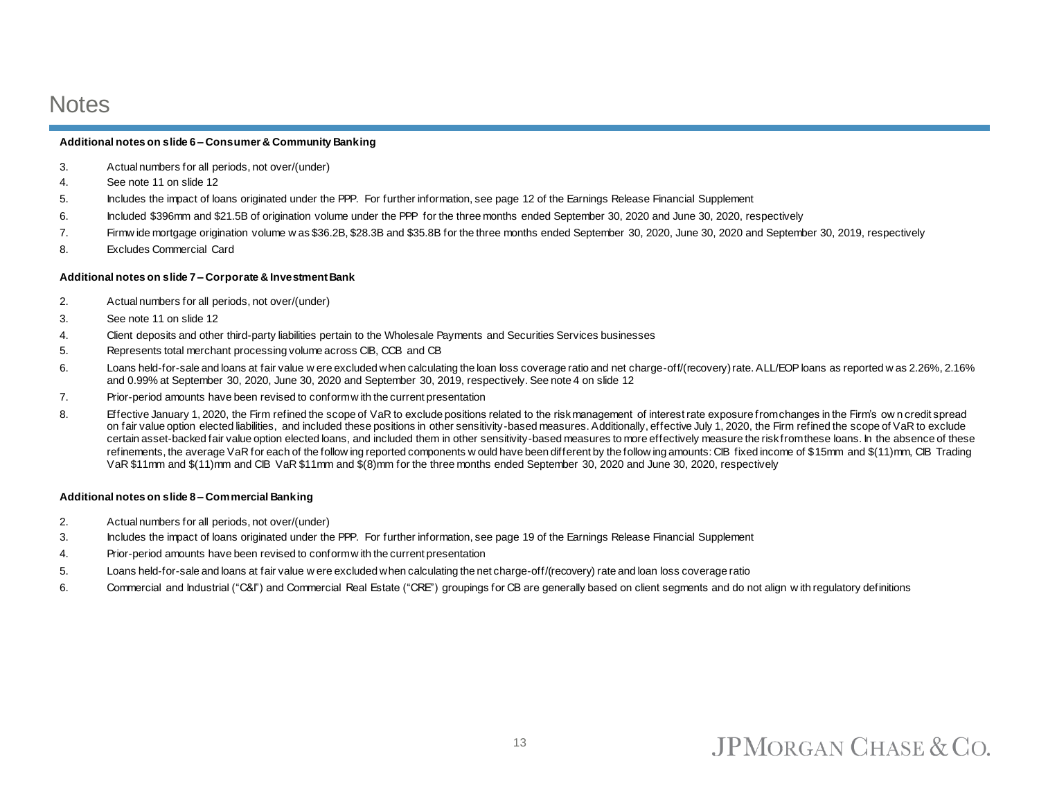# Notes

**Additional notes on slide 6 – Consumer & Community Banking**

3. Actual numbers for all periods, not over/(under)
4. See note 11 on slide 12
5. Includes the impact of loans originated under the PPP. For further information, see page 12 of the Earnings Release Financial Supplement
6. Included $396mm and $21.5B of origination volume under the PPP for the three months ended September 30, 2020 and June 30, 2020, respectively
7. Firmwide mortgage origination volume was $36.2B, $28.3B and $35.8B for the three months ended September 30, 2020, June 30, 2020 and September 30, 2019, respectively
8. Excludes Commercial Card

**Additional notes on slide 7 – Corporate & Investment Bank**

2. Actual numbers for all periods, not over/(under)
3. See note 11 on slide 12
4. Client deposits and other third-party liabilities pertain to the Wholesale Payments and Securities Services businesses
5. Represents total merchant processing volume across CIB, CCB and CB
6. Loans held-for-sale and loans at fair value were excluded when calculating the loan loss coverage ratio and net charge-off/(recovery) rate. ALL/EOP loans as reported was 2.26%, 2.16% and 0.99% at September 30, 2020, June 30, 2020 and September 30, 2019, respectively. See note 4 on slide 12
7. Prior-period amounts have been revised to conform with the current presentation
8. Effective January 1, 2020, the Firm refined the scope of VaR to exclude positions related to the risk management of interest rate exposure from changes in the Firm's own credit spread on fair value option elected liabilities, and included these positions in other sensitivity-based measures. Additionally, effective July 1, 2020, the Firm refined the scope of VaR to exclude certain asset-backed fair value option elected loans, and included them in other sensitivity-based measures to more effectively measure the risk from these loans. In the absence of these refinements, the average VaR for each of the following reported components would have been different by the following amounts: CIB fixed income of $15mm and $(11)mm, CIB Trading VaR $11mm and $(11)mm and CIB VaR $11mm and $(8)mm for the three months ended September 30, 2020 and June 30, 2020, respectively

**Additional notes on slide 8 – Commercial Banking**

2. Actual numbers for all periods, not over/(under)
3. Includes the impact of loans originated under the PPP. For further information, see page 19 of the Earnings Release Financial Supplement
4. Prior-period amounts have been revised to conform with the current presentation
5. Loans held-for-sale and loans at fair value were excluded when calculating the net charge-off/(recovery) rate and loan loss coverage ratio
6. Commercial and Industrial ("C&I") and Commercial Real Estate ("CRE") groupings for CB are generally based on client segments and do not align with regulatory definitions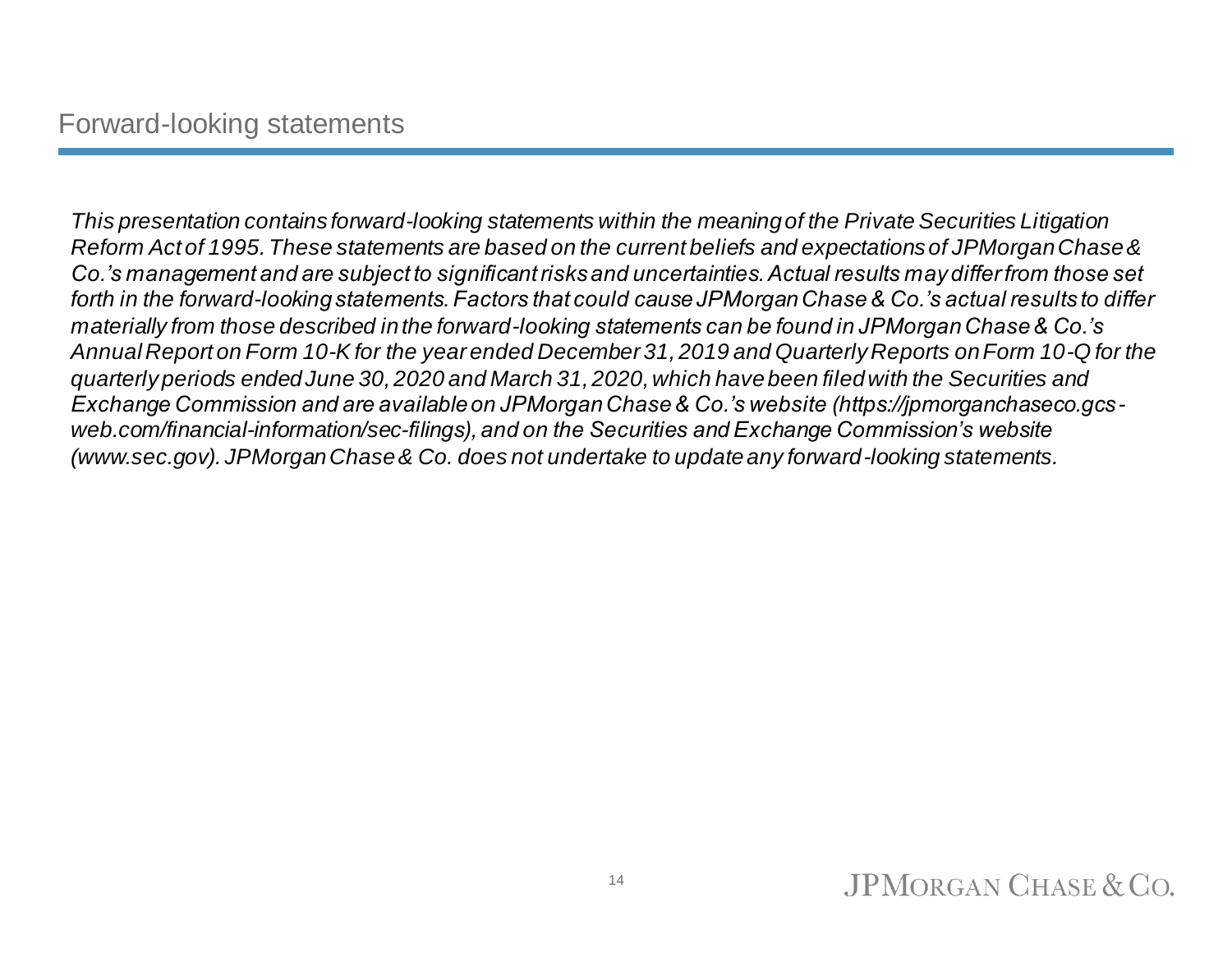# Forward-looking statements

*This presentation contains forward-looking statements within the meaning of the Private Securities Litigation Reform Act of 1995. These statements are based on the current beliefs and expectations of JPMorgan Chase & Co.'s management and are subject to significant risks and uncertainties. Actual results may differ from those set forth in the forward-looking statements. Factors that could cause JPMorgan Chase & Co.'s actual results to differ materially from those described in the forward-looking statements can be found in JPMorgan Chase & Co.'s Annual Report on Form 10-K for the year ended December 31, 2019 and Quarterly Reports on Form 10-Q for the quarterly periods ended June 30, 2020 and March 31, 2020, which have been filed with the Securities and Exchange Commission and are available on JPMorgan Chase & Co.'s website (https://jpmorganchaseco.gcs-web.com/financial-information/sec-filings), and on the Securities and Exchange Commission's website (www.sec.gov). JPMorgan Chase & Co. does not undertake to update any forward-looking statements.*